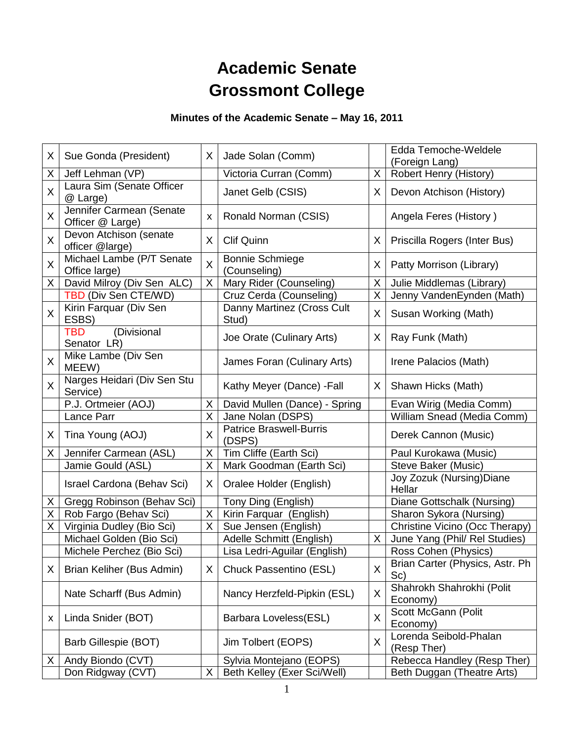# Academic Senate
# Grossmont College

### Minutes of the Academic Senate – May 16, 2011

| | | | | | |
|---|---|---|---|---|---|
| X | Sue Gonda (President) | X | Jade Solan (Comm) | | Edda Temoche-Weldele (Foreign Lang) |
| X | Jeff Lehman (VP) | | Victoria Curran (Comm) | X | Robert Henry (History) |
| X | Laura Sim (Senate Officer @ Large) | | Janet Gelb (CSIS) | X | Devon Atchison (History) |
| X | Jennifer Carmean (Senate Officer @ Large) | x | Ronald Norman (CSIS) | | Angela Feres (History ) |
| X | Devon Atchison (senate officer @large) | X | Clif Quinn | X | Priscilla Rogers (Inter Bus) |
| X | Michael Lambe (P/T Senate Office large) | X | Bonnie Schmiege (Counseling) | X | Patty Morrison (Library) |
| X | David Milroy (Div Sen ALC) | X | Mary Rider (Counseling) | X | Julie Middlemas (Library) |
| | TBD (Div Sen CTE/WD) | | Cruz Cerda (Counseling) | X | Jenny VandenEynden (Math) |
| X | Kirin Farquar (Div Sen ESBS) | | Danny Martinez (Cross Cult Stud) | X | Susan Working (Math) |
| | TBD (Divisional Senator LR) | | Joe Orate (Culinary Arts) | X | Ray Funk (Math) |
| X | Mike Lambe (Div Sen MEEW) | | James Foran (Culinary Arts) | | Irene Palacios (Math) |
| X | Narges Heidari (Div Sen Stu Service) | | Kathy Meyer (Dance) -Fall | X | Shawn Hicks (Math) |
| | P.J. Ortmeier (AOJ) | X | David Mullen (Dance) - Spring | | Evan Wirig (Media Comm) |
| | Lance Parr | X | Jane Nolan (DSPS) | | William Snead (Media Comm) |
| X | Tina Young (AOJ) | X | Patrice Braswell-Burris (DSPS) | | Derek Cannon (Music) |
| X | Jennifer Carmean (ASL) | X | Tim Cliffe (Earth Sci) | | Paul Kurokawa (Music) |
| | Jamie Gould (ASL) | X | Mark Goodman (Earth Sci) | | Steve Baker (Music) |
| | Israel Cardona (Behav Sci) | X | Oralee Holder (English) | | Joy Zozuk (Nursing)Diane Hellar |
| X | Gregg Robinson (Behav Sci) | | Tony Ding (English) | | Diane Gottschalk (Nursing) |
| X | Rob Fargo (Behav Sci) | X | Kirin Farquar (English) | | Sharon Sykora (Nursing) |
| X | Virginia Dudley (Bio Sci) | X | Sue Jensen (English) | | Christine Vicino (Occ Therapy) |
| | Michael Golden (Bio Sci) | | Adelle Schmitt (English) | X | June Yang (Phil/ Rel Studies) |
| | Michele Perchez (Bio Sci) | | Lisa Ledri-Aguilar (English) | | Ross Cohen (Physics) |
| X | Brian Keliher (Bus Admin) | X | Chuck Passentino (ESL) | X | Brian Carter (Physics, Astr. Ph Sc) |
| | Nate Scharff (Bus Admin) | | Nancy Herzfeld-Pipkin (ESL) | X | Shahrokh Shahrokhi (Polit Economy) |
| x | Linda Snider (BOT) | | Barbara Loveless(ESL) | X | Scott McGann (Polit Economy) |
| | Barb Gillespie (BOT) | | Jim Tolbert (EOPS) | X | Lorenda Seibold-Phalan (Resp Ther) |
| X | Andy Biondo (CVT) | | Sylvia Montejano (EOPS) | | Rebecca Handley (Resp Ther) |
| | Don Ridgway (CVT) | X | Beth Kelley (Exer Sci/Well) | | Beth Duggan (Theatre Arts) |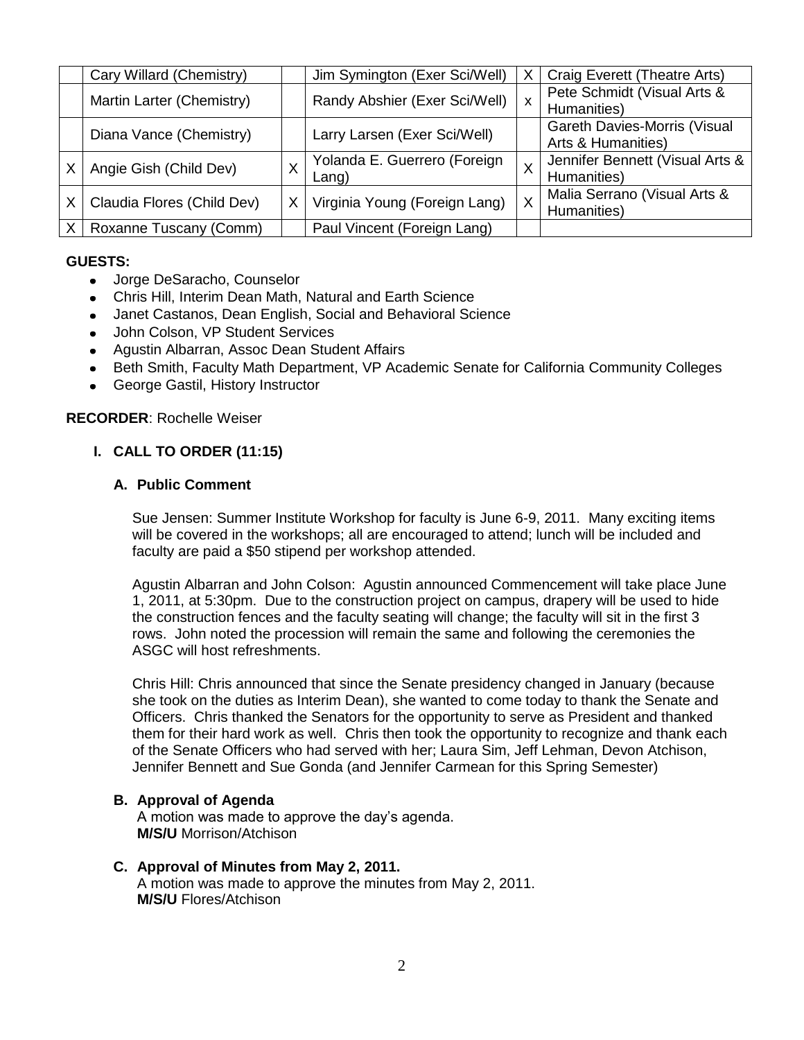|  |  |  |  |  |  |
|---|---|---|---|---|---|
|  | Cary Willard (Chemistry) |  | Jim Symington (Exer Sci/Well) | X | Craig Everett (Theatre Arts) |
|  | Martin Larter (Chemistry) |  | Randy Abshier (Exer Sci/Well) | x | Pete Schmidt (Visual Arts & Humanities) |
|  | Diana Vance (Chemistry) |  | Larry Larsen (Exer Sci/Well) |  | Gareth Davies-Morris (Visual Arts & Humanities) |
| X | Angie Gish (Child Dev) | X | Yolanda E. Guerrero (Foreign Lang) | X | Jennifer Bennett (Visual Arts & Humanities) |
| X | Claudia Flores (Child Dev) | X | Virginia Young (Foreign Lang) | X | Malia Serrano (Visual Arts & Humanities) |
| X | Roxanne Tuscany (Comm) |  | Paul Vincent (Foreign Lang) |  |  |

**GUESTS:**

- Jorge DeSaracho, Counselor
- Chris Hill, Interim Dean Math, Natural and Earth Science
- Janet Castanos, Dean English, Social and Behavioral Science
- John Colson, VP Student Services
- Agustin Albarran, Assoc Dean Student Affairs
- Beth Smith, Faculty Math Department, VP Academic Senate for California Community Colleges
- George Gastil, History Instructor

**RECORDER**: Rochelle Weiser

## I. CALL TO ORDER (11:15)

### A. Public Comment

Sue Jensen: Summer Institute Workshop for faculty is June 6-9, 2011. Many exciting items will be covered in the workshops; all are encouraged to attend; lunch will be included and faculty are paid a $50 stipend per workshop attended.

Agustin Albarran and John Colson: Agustin announced Commencement will take place June 1, 2011, at 5:30pm. Due to the construction project on campus, drapery will be used to hide the construction fences and the faculty seating will change; the faculty will sit in the first 3 rows. John noted the procession will remain the same and following the ceremonies the ASGC will host refreshments.

Chris Hill: Chris announced that since the Senate presidency changed in January (because she took on the duties as Interim Dean), she wanted to come today to thank the Senate and Officers. Chris thanked the Senators for the opportunity to serve as President and thanked them for their hard work as well. Chris then took the opportunity to recognize and thank each of the Senate Officers who had served with her; Laura Sim, Jeff Lehman, Devon Atchison, Jennifer Bennett and Sue Gonda (and Jennifer Carmean for this Spring Semester)

### B. Approval of Agenda

A motion was made to approve the day's agenda.
**M/S/U** Morrison/Atchison

### C. Approval of Minutes from May 2, 2011.

A motion was made to approve the minutes from May 2, 2011.
**M/S/U** Flores/Atchison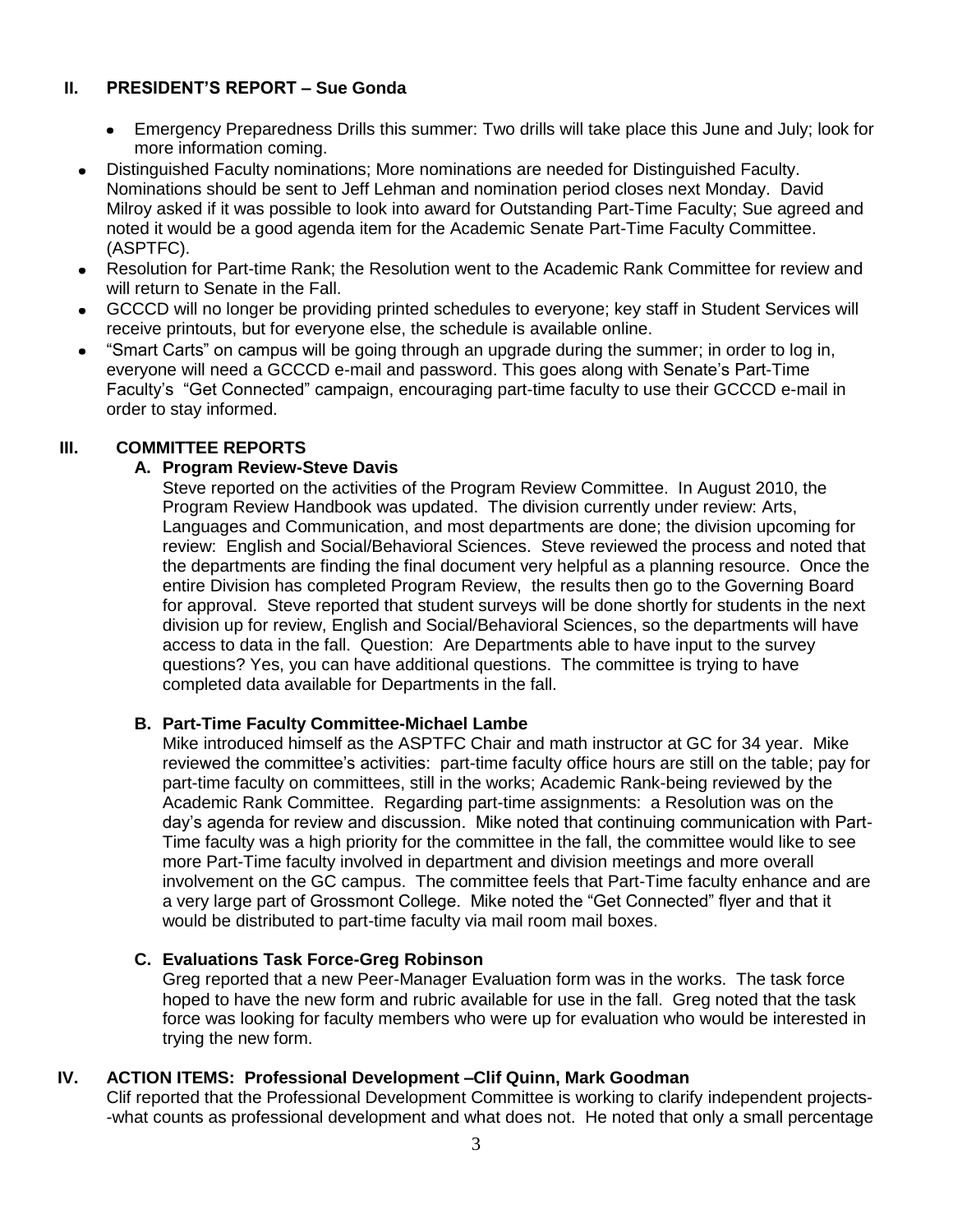## II. PRESIDENT'S REPORT – Sue Gonda

- Emergency Preparedness Drills this summer: Two drills will take place this June and July; look for more information coming.
- Distinguished Faculty nominations; More nominations are needed for Distinguished Faculty. Nominations should be sent to Jeff Lehman and nomination period closes next Monday. David Milroy asked if it was possible to look into award for Outstanding Part-Time Faculty; Sue agreed and noted it would be a good agenda item for the Academic Senate Part-Time Faculty Committee. (ASPTFC).
- Resolution for Part-time Rank; the Resolution went to the Academic Rank Committee for review and will return to Senate in the Fall.
- GCCCD will no longer be providing printed schedules to everyone; key staff in Student Services will receive printouts, but for everyone else, the schedule is available online.
- "Smart Carts" on campus will be going through an upgrade during the summer; in order to log in, everyone will need a GCCCD e-mail and password. This goes along with Senate's Part-Time Faculty's "Get Connected" campaign, encouraging part-time faculty to use their GCCCD e-mail in order to stay informed.

## III. COMMITTEE REPORTS

### A. Program Review-Steve Davis

Steve reported on the activities of the Program Review Committee. In August 2010, the Program Review Handbook was updated. The division currently under review: Arts, Languages and Communication, and most departments are done; the division upcoming for review: English and Social/Behavioral Sciences. Steve reviewed the process and noted that the departments are finding the final document very helpful as a planning resource. Once the entire Division has completed Program Review, the results then go to the Governing Board for approval. Steve reported that student surveys will be done shortly for students in the next division up for review, English and Social/Behavioral Sciences, so the departments will have access to data in the fall. Question: Are Departments able to have input to the survey questions? Yes, you can have additional questions. The committee is trying to have completed data available for Departments in the fall.

### B. Part-Time Faculty Committee-Michael Lambe

Mike introduced himself as the ASPTFC Chair and math instructor at GC for 34 year. Mike reviewed the committee's activities: part-time faculty office hours are still on the table; pay for part-time faculty on committees, still in the works; Academic Rank-being reviewed by the Academic Rank Committee. Regarding part-time assignments: a Resolution was on the day's agenda for review and discussion. Mike noted that continuing communication with Part-Time faculty was a high priority for the committee in the fall, the committee would like to see more Part-Time faculty involved in department and division meetings and more overall involvement on the GC campus. The committee feels that Part-Time faculty enhance and are a very large part of Grossmont College. Mike noted the "Get Connected" flyer and that it would be distributed to part-time faculty via mail room mail boxes.

### C. Evaluations Task Force-Greg Robinson

Greg reported that a new Peer-Manager Evaluation form was in the works. The task force hoped to have the new form and rubric available for use in the fall. Greg noted that the task force was looking for faculty members who were up for evaluation who would be interested in trying the new form.

## IV. ACTION ITEMS: Professional Development –Clif Quinn, Mark Goodman

Clif reported that the Professional Development Committee is working to clarify independent projects--what counts as professional development and what does not. He noted that only a small percentage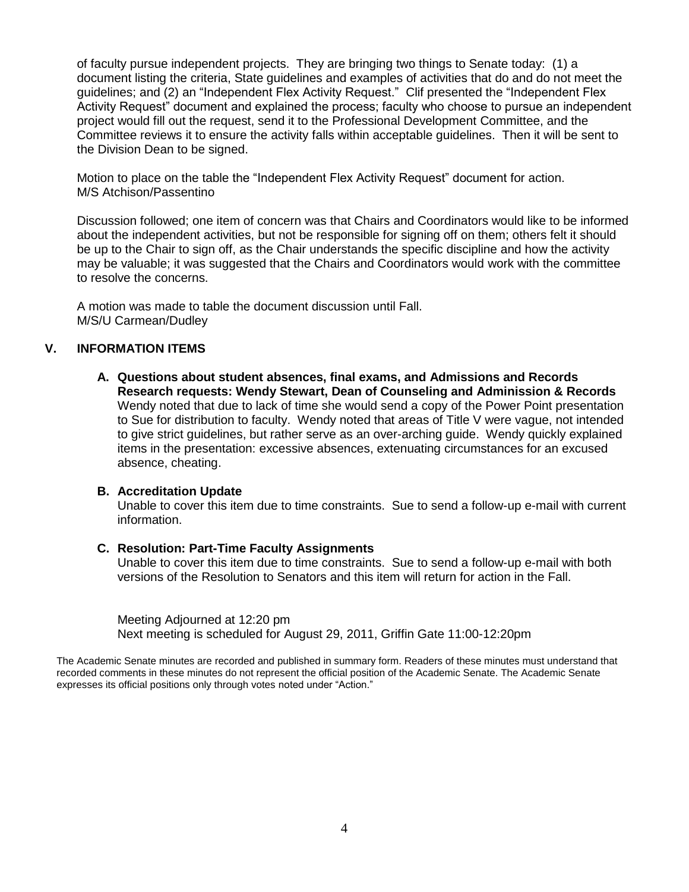of faculty pursue independent projects. They are bringing two things to Senate today: (1) a document listing the criteria, State guidelines and examples of activities that do and do not meet the guidelines; and (2) an "Independent Flex Activity Request." Clif presented the "Independent Flex Activity Request" document and explained the process; faculty who choose to pursue an independent project would fill out the request, send it to the Professional Development Committee, and the Committee reviews it to ensure the activity falls within acceptable guidelines. Then it will be sent to the Division Dean to be signed.

Motion to place on the table the "Independent Flex Activity Request" document for action.
M/S Atchison/Passentino

Discussion followed; one item of concern was that Chairs and Coordinators would like to be informed about the independent activities, but not be responsible for signing off on them; others felt it should be up to the Chair to sign off, as the Chair understands the specific discipline and how the activity may be valuable; it was suggested that the Chairs and Coordinators would work with the committee to resolve the concerns.

A motion was made to table the document discussion until Fall.
M/S/U Carmean/Dudley

## V. INFORMATION ITEMS

**A. Questions about student absences, final exams, and Admissions and Records Research requests: Wendy Stewart, Dean of Counseling and Adminission & Records**

Wendy noted that due to lack of time she would send a copy of the Power Point presentation to Sue for distribution to faculty. Wendy noted that areas of Title V were vague, not intended to give strict guidelines, but rather serve as an over-arching guide. Wendy quickly explained items in the presentation: excessive absences, extenuating circumstances for an excused absence, cheating.

**B. Accreditation Update**

Unable to cover this item due to time constraints. Sue to send a follow-up e-mail with current information.

**C. Resolution: Part-Time Faculty Assignments**

Unable to cover this item due to time constraints. Sue to send a follow-up e-mail with both versions of the Resolution to Senators and this item will return for action in the Fall.

Meeting Adjourned at 12:20 pm
Next meeting is scheduled for August 29, 2011, Griffin Gate 11:00-12:20pm

The Academic Senate minutes are recorded and published in summary form. Readers of these minutes must understand that recorded comments in these minutes do not represent the official position of the Academic Senate. The Academic Senate expresses its official positions only through votes noted under "Action."